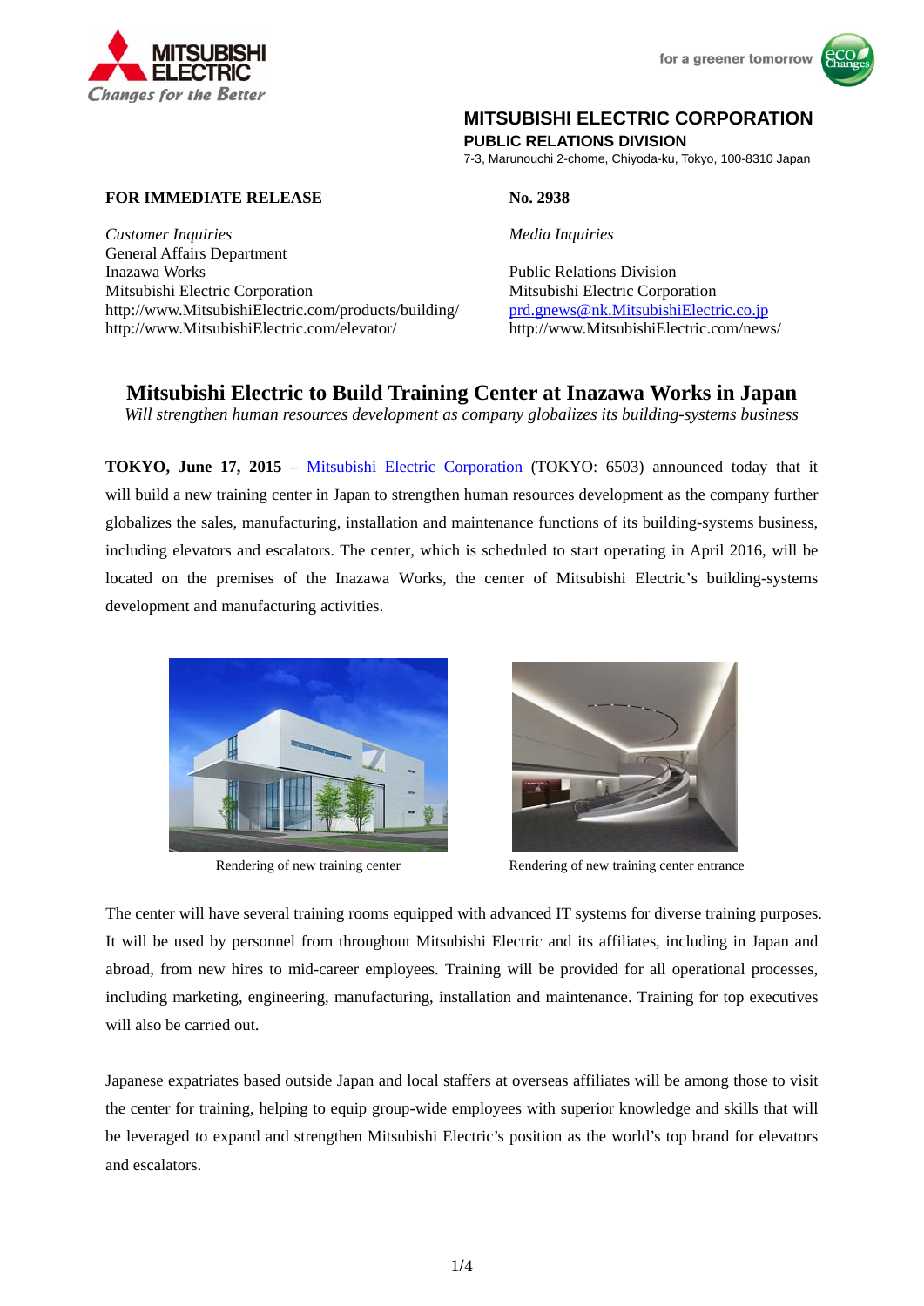MITSUBISHI ELECTRIC

*Changes for the Better*

for a greener tomorrow

**MITSUBISHI ELECTRIC CORPORATION**

**PUBLIC RELATIONS DIVISION**

7-3, Marunouchi 2-chome, Chiyoda-ku, Tokyo, 100-8310 Japan

**FOR IMMEDIATE RELEASE**

**No. 2938**

*Customer Inquiries*
General Affairs Department
Inazawa Works
Mitsubishi Electric Corporation
http://www.MitsubishiElectric.com/products/building/
http://www.MitsubishiElectric.com/elevator/

*Media Inquiries*

Public Relations Division
Mitsubishi Electric Corporation
prd.gnews@nk.MitsubishiElectric.co.jp
http://www.MitsubishiElectric.com/news/

# Mitsubishi Electric to Build Training Center at Inazawa Works in Japan

*Will strengthen human resources development as company globalizes its building-systems business*

**TOKYO, June 17, 2015** – Mitsubishi Electric Corporation (TOKYO: 6503) announced today that it will build a new training center in Japan to strengthen human resources development as the company further globalizes the sales, manufacturing, installation and maintenance functions of its building-systems business, including elevators and escalators. The center, which is scheduled to start operating in April 2016, will be located on the premises of the Inazawa Works, the center of Mitsubishi Electric's building-systems development and manufacturing activities.

Rendering of new training center

Rendering of new training center entrance

The center will have several training rooms equipped with advanced IT systems for diverse training purposes. It will be used by personnel from throughout Mitsubishi Electric and its affiliates, including in Japan and abroad, from new hires to mid-career employees. Training will be provided for all operational processes, including marketing, engineering, manufacturing, installation and maintenance. Training for top executives will also be carried out.

Japanese expatriates based outside Japan and local staffers at overseas affiliates will be among those to visit the center for training, helping to equip group-wide employees with superior knowledge and skills that will be leveraged to expand and strengthen Mitsubishi Electric's position as the world's top brand for elevators and escalators.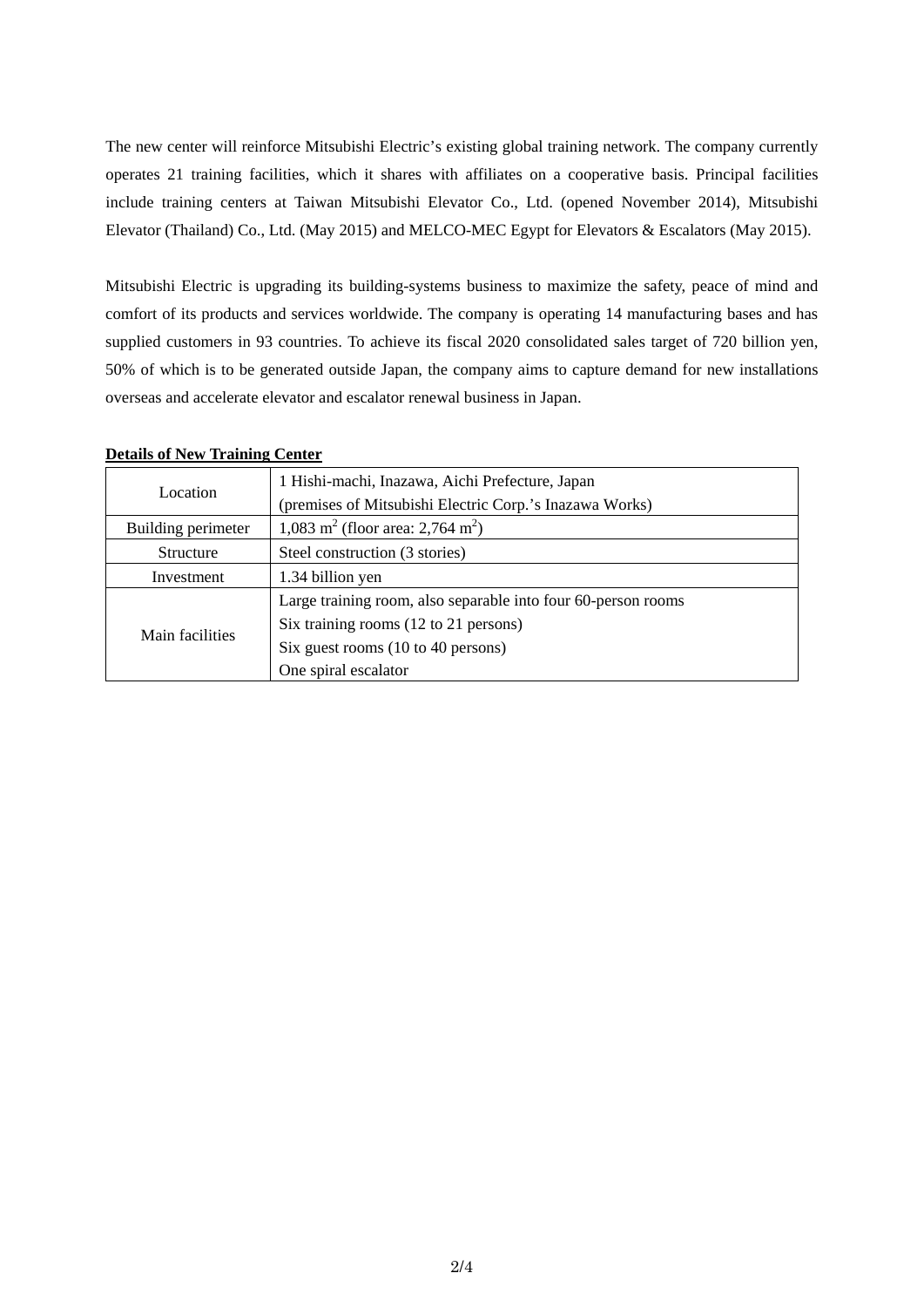The new center will reinforce Mitsubishi Electric’s existing global training network. The company currently operates 21 training facilities, which it shares with affiliates on a cooperative basis. Principal facilities include training centers at Taiwan Mitsubishi Elevator Co., Ltd. (opened November 2014), Mitsubishi Elevator (Thailand) Co., Ltd. (May 2015) and MELCO-MEC Egypt for Elevators & Escalators (May 2015).

Mitsubishi Electric is upgrading its building-systems business to maximize the safety, peace of mind and comfort of its products and services worldwide. The company is operating 14 manufacturing bases and has supplied customers in 93 countries. To achieve its fiscal 2020 consolidated sales target of 720 billion yen, 50% of which is to be generated outside Japan, the company aims to capture demand for new installations overseas and accelerate elevator and escalator renewal business in Japan.

**Details of New Training Center**

| | |
|---|---|
| Location | 1 Hishi-machi, Inazawa, Aichi Prefecture, Japan<br>(premises of Mitsubishi Electric Corp.’s Inazawa Works) |
| Building perimeter | 1,083 $m^2$ (floor area: 2,764 $m^2$) |
| Structure | Steel construction (3 stories) |
| Investment | 1.34 billion yen |
| Main facilities | Large training room, also separable into four 60-person rooms<br>Six training rooms (12 to 21 persons)<br>Six guest rooms (10 to 40 persons)<br>One spiral escalator |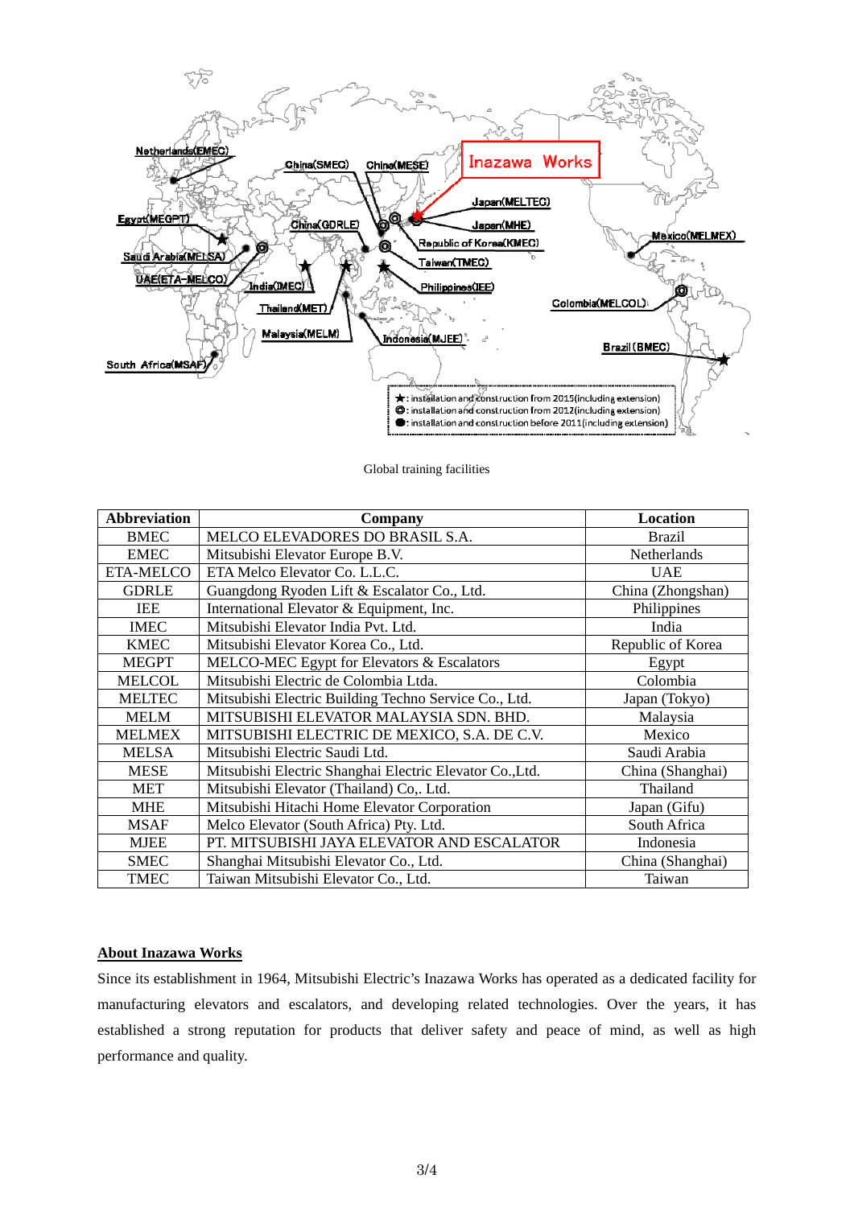Global training facilities

| Abbreviation | Company | Location |
|---|---|---|
| BMEC | MELCO ELEVADORES DO BRASIL S.A. | Brazil |
| EMEC | Mitsubishi Elevator Europe B.V. | Netherlands |
| ETA-MELCO | ETA Melco Elevator Co. L.L.C. | UAE |
| GDRLE | Guangdong Ryoden Lift & Escalator Co., Ltd. | China (Zhongshan) |
| IEE | International Elevator & Equipment, Inc. | Philippines |
| IMEC | Mitsubishi Elevator India Pvt. Ltd. | India |
| KMEC | Mitsubishi Elevator Korea Co., Ltd. | Republic of Korea |
| MEGPT | MELCO-MEC Egypt for Elevators & Escalators | Egypt |
| MELCOL | Mitsubishi Electric de Colombia Ltda. | Colombia |
| MELTEC | Mitsubishi Electric Building Techno Service Co., Ltd. | Japan (Tokyo) |
| MELM | MITSUBISHI ELEVATOR MALAYSIA SDN. BHD. | Malaysia |
| MELMEX | MITSUBISHI ELECTRIC DE MEXICO, S.A. DE C.V. | Mexico |
| MELSA | Mitsubishi Electric Saudi Ltd. | Saudi Arabia |
| MESE | Mitsubishi Electric Shanghai Electric Elevator Co.,Ltd. | China (Shanghai) |
| MET | Mitsubishi Elevator (Thailand) Co,. Ltd. | Thailand |
| MHE | Mitsubishi Hitachi Home Elevator Corporation | Japan (Gifu) |
| MSAF | Melco Elevator (South Africa) Pty. Ltd. | South Africa |
| MJEE | PT. MITSUBISHI JAYA ELEVATOR AND ESCALATOR | Indonesia |
| SMEC | Shanghai Mitsubishi Elevator Co., Ltd. | China (Shanghai) |
| TMEC | Taiwan Mitsubishi Elevator Co., Ltd. | Taiwan |

**About Inazawa Works**

Since its establishment in 1964, Mitsubishi Electric's Inazawa Works has operated as a dedicated facility for manufacturing elevators and escalators, and developing related technologies. Over the years, it has established a strong reputation for products that deliver safety and peace of mind, as well as high performance and quality.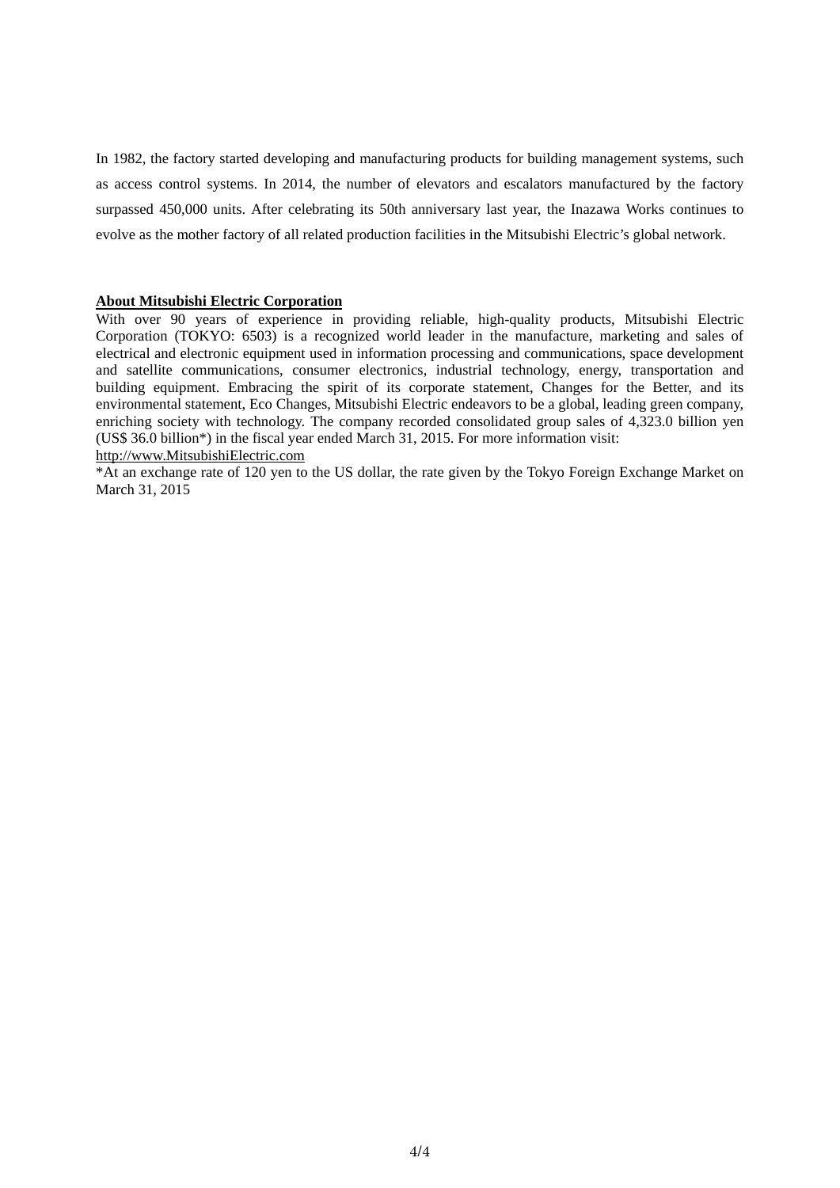In 1982, the factory started developing and manufacturing products for building management systems, such as access control systems. In 2014, the number of elevators and escalators manufactured by the factory surpassed 450,000 units. After celebrating its 50th anniversary last year, the Inazawa Works continues to evolve as the mother factory of all related production facilities in the Mitsubishi Electric's global network.

**About Mitsubishi Electric Corporation**

With over 90 years of experience in providing reliable, high-quality products, Mitsubishi Electric Corporation (TOKYO: 6503) is a recognized world leader in the manufacture, marketing and sales of electrical and electronic equipment used in information processing and communications, space development and satellite communications, consumer electronics, industrial technology, energy, transportation and building equipment. Embracing the spirit of its corporate statement, Changes for the Better, and its environmental statement, Eco Changes, Mitsubishi Electric endeavors to be a global, leading green company, enriching society with technology. The company recorded consolidated group sales of 4,323.0 billion yen (US$ 36.0 billion*) in the fiscal year ended March 31, 2015. For more information visit:
http://www.MitsubishiElectric.com

*At an exchange rate of 120 yen to the US dollar, the rate given by the Tokyo Foreign Exchange Market on March 31, 2015